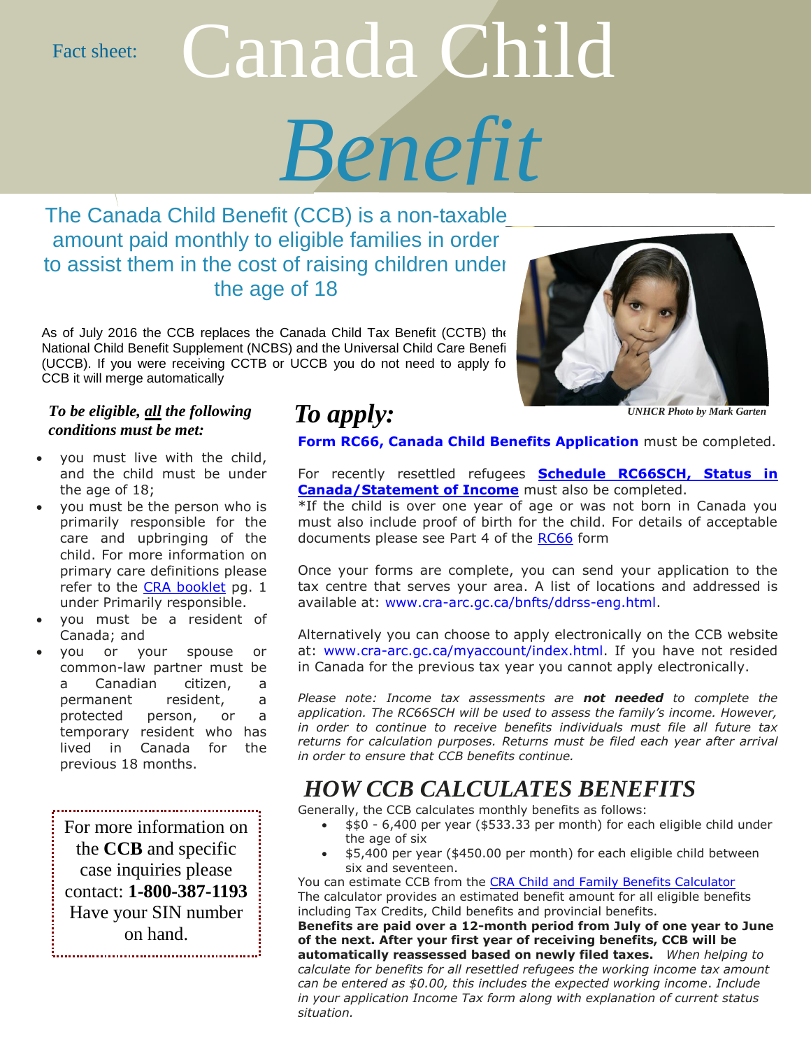Fact sheet:

# Canada Child *Benefit*

## The Canada Child Benefit (CCB) is a non-taxable amount paid monthly to eligible families in order to assist them in the cost of raising children under the age of 18

As of July 2016 the CCB replaces the Canada Child Tax Benefit (CCTB) the National Child Benefit Supplement (NCBS) and the Universal Child Care Benefit (UCCB). If you were receiving CCTB or UCCB you do not need to apply for CCB it will merge automatically

UNHCR Photo by Mark Garten

***To be eligible, all the following conditions must be met:***

- you must live with the child, and the child must be under the age of 18;
- you must be the person who is primarily responsible for the care and upbringing of the child. For more information on primary care definitions please refer to the CRA booklet pg. 1 under Primarily responsible.
- you must be a resident of Canada; and
- you or your spouse or common-law partner must be a Canadian citizen, a permanent resident, a protected person, or a temporary resident who has lived in Canada for the previous 18 months.

For more information on the **CCB** and specific case inquiries please contact: **1-800-387-1193** Have your SIN number on hand.

## *To apply:*

**Form RC66, Canada Child Benefits Application** must be completed.

For recently resettled refugees **Schedule RC66SCH, Status in Canada/Statement of Income** must also be completed.
*If the child is over one year of age or was not born in Canada you must also include proof of birth for the child. For details of acceptable documents please see Part 4 of the RC66 form

Once your forms are complete, you can send your application to the tax centre that serves your area. A list of locations and addressed is available at: www.cra-arc.gc.ca/bnfts/ddrss-eng.html.

Alternatively you can choose to apply electronically on the CCB website at: www.cra-arc.gc.ca/myaccount/index.html. If you have not resided in Canada for the previous tax year you cannot apply electronically.

*Please note: Income tax assessments are **not needed** to complete the application. The RC66SCH will be used to assess the family's income. However, in order to continue to receive benefits individuals must file all future tax returns for calculation purposes. Returns must be filed each year after arrival in order to ensure that CCB benefits continue.*

## *HOW CCB CALCULATES BENEFITS*

Generally, the CCB calculates monthly benefits as follows:

- $$0 - 6,400 per year ($533.33 per month) for each eligible child under the age of six
- $5,400 per year ($450.00 per month) for each eligible child between six and seventeen.

You can estimate CCB from the CRA Child and Family Benefits Calculator
The calculator provides an estimated benefit amount for all eligible benefits including Tax Credits, Child benefits and provincial benefits.
**Benefits are paid over a 12-month period from July of one year to June of the next. After your first year of receiving benefits, CCB will be automatically reassessed based on newly filed taxes.** *When helping to calculate for benefits for all resettled refugees the working income tax amount can be entered as $0.00, this includes the expected working income. Include in your application Income Tax form along with explanation of current status situation.*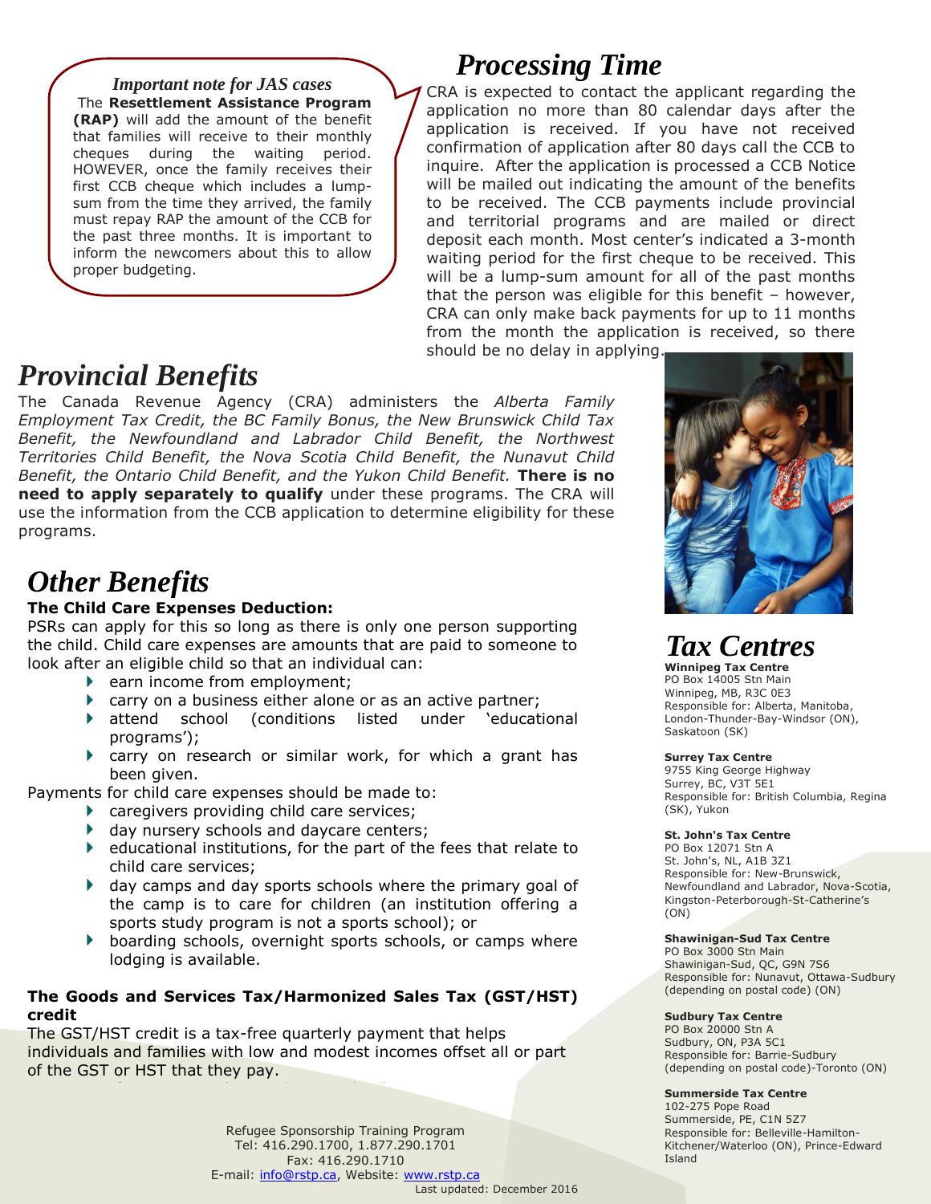*Important note for JAS cases*

The **Resettlement Assistance Program (RAP)** will add the amount of the benefit that families will receive to their monthly cheques during the waiting period. HOWEVER, once the family receives their first CCB cheque which includes a lump-sum from the time they arrived, the family must repay RAP the amount of the CCB for the past three months. It is important to inform the newcomers about this to allow proper budgeting.

# *Processing Time*

CRA is expected to contact the applicant regarding the application no more than 80 calendar days after the application is received. If you have not received confirmation of application after 80 days call the CCB to inquire. After the application is processed a CCB Notice will be mailed out indicating the amount of the benefits to be received. The CCB payments include provincial and territorial programs and are mailed or direct deposit each month. Most center's indicated a 3-month waiting period for the first cheque to be received. This will be a lump-sum amount for all of the past months that the person was eligible for this benefit – however, CRA can only make back payments for up to 11 months from the month the application is received, so there should be no delay in applying.

# *Provincial Benefits*

The Canada Revenue Agency (CRA) administers the *Alberta Family Employment Tax Credit, the BC Family Bonus, the New Brunswick Child Tax Benefit, the Newfoundland and Labrador Child Benefit, the Northwest Territories Child Benefit, the Nova Scotia Child Benefit, the Nunavut Child Benefit, the Ontario Child Benefit, and the Yukon Child Benefit.* **There is no need to apply separately to qualify** under these programs. The CRA will use the information from the CCB application to determine eligibility for these programs.

# *Other Benefits*

**The Child Care Expenses Deduction:**

PSRs can apply for this so long as there is only one person supporting the child. Child care expenses are amounts that are paid to someone to look after an eligible child so that an individual can:

- earn income from employment;
- carry on a business either alone or as an active partner;
- attend school (conditions listed under 'educational programs');
- carry on research or similar work, for which a grant has been given.

Payments for child care expenses should be made to:

- caregivers providing child care services;
- day nursery schools and daycare centers;
- educational institutions, for the part of the fees that relate to child care services;
- day camps and day sports schools where the primary goal of the camp is to care for children (an institution offering a sports study program is not a sports school); or
- boarding schools, overnight sports schools, or camps where lodging is available.

**The Goods and Services Tax/Harmonized Sales Tax (GST/HST) credit**

The GST/HST credit is a tax-free quarterly payment that helps individuals and families with low and modest incomes offset all or part of the GST or HST that they pay.

# *Tax Centres*

**Winnipeg Tax Centre**
PO Box 14005 Stn Main
Winnipeg, MB, R3C 0E3
Responsible for: Alberta, Manitoba, London-Thunder-Bay-Windsor (ON), Saskatoon (SK)

**Surrey Tax Centre**
9755 King George Highway
Surrey, BC, V3T 5E1
Responsible for: British Columbia, Regina (SK), Yukon

**St. John's Tax Centre**
PO Box 12071 Stn A
St. John's, NL, A1B 3Z1
Responsible for: New-Brunswick, Newfoundland and Labrador, Nova-Scotia, Kingston-Peterborough-St-Catherine's (ON)

**Shawinigan-Sud Tax Centre**
PO Box 3000 Stn Main
Shawinigan-Sud, QC, G9N 7S6
Responsible for: Nunavut, Ottawa-Sudbury (depending on postal code) (ON)

**Sudbury Tax Centre**
PO Box 20000 Stn A
Sudbury, ON, P3A 5C1
Responsible for: Barrie-Sudbury (depending on postal code)-Toronto (ON)

**Summerside Tax Centre**
102-275 Pope Road
Summerside, PE, C1N 5Z7
Responsible for: Belleville-Hamilton-Kitchener/Waterloo (ON), Prince-Edward Island

Refugee Sponsorship Training Program
Tel: 416.290.1700, 1.877.290.1701
Fax: 416.290.1710
E-mail: info@rstp.ca, Website: www.rstp.ca

Last updated: December 2016